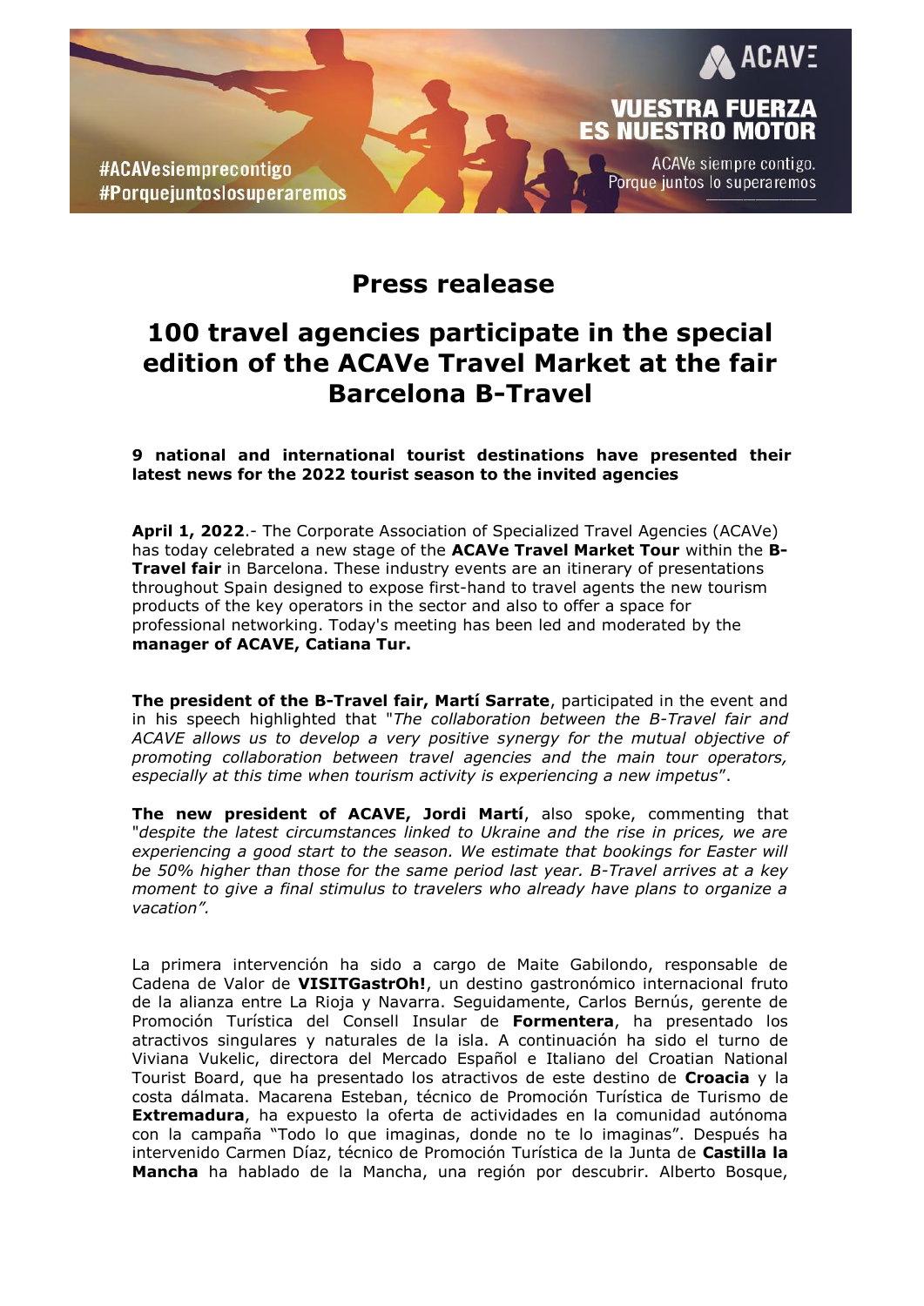#ACAVesiemprecontigo
#Porquejuntoslosuperaremos

ACAVE

**VUESTRA FUERZA ES NUESTRO MOTOR**

ACAVe siempre contigo.
Porque juntos lo superaremos

# Press realease

## 100 travel agencies participate in the special edition of the ACAVe Travel Market at the fair Barcelona B-Travel

**9 national and international tourist destinations have presented their latest news for the 2022 tourist season to the invited agencies**

**April 1, 2022**.- The Corporate Association of Specialized Travel Agencies (ACAVe) has today celebrated a new stage of the **ACAVe Travel Market Tour** within the **B-Travel fair** in Barcelona. These industry events are an itinerary of presentations throughout Spain designed to expose first-hand to travel agents the new tourism products of the key operators in the sector and also to offer a space for professional networking. Today's meeting has been led and moderated by the **manager of ACAVE, Catiana Tur.**

**The president of the B-Travel fair, Martí Sarrate**, participated in the event and in his speech highlighted that "*The collaboration between the B-Travel fair and ACAVE allows us to develop a very positive synergy for the mutual objective of promoting collaboration between travel agencies and the main tour operators, especially at this time when tourism activity is experiencing a new impetus*".

**The new president of ACAVE, Jordi Martí**, also spoke, commenting that "*despite the latest circumstances linked to Ukraine and the rise in prices, we are experiencing a good start to the season. We estimate that bookings for Easter will be 50% higher than those for the same period last year. B-Travel arrives at a key moment to give a final stimulus to travelers who already have plans to organize a vacation".*

La primera intervención ha sido a cargo de Maite Gabilondo, responsable de Cadena de Valor de **VISITGastrOh!**, un destino gastronómico internacional fruto de la alianza entre La Rioja y Navarra. Seguidamente, Carlos Bernús, gerente de Promoción Turística del Consell Insular de **Formentera**, ha presentado los atractivos singulares y naturales de la isla. A continuación ha sido el turno de Viviana Vukelic, directora del Mercado Español e Italiano del Croatian National Tourist Board, que ha presentado los atractivos de este destino de **Croacia** y la costa dálmata. Macarena Esteban, técnico de Promoción Turística de Turismo de **Extremadura**, ha expuesto la oferta de actividades en la comunidad autónoma con la campaña "Todo lo que imaginas, donde no te lo imaginas". Después ha intervenido Carmen Díaz, técnico de Promoción Turística de la Junta de **Castilla la Mancha** ha hablado de la Mancha, una región por descubrir. Alberto Bosque,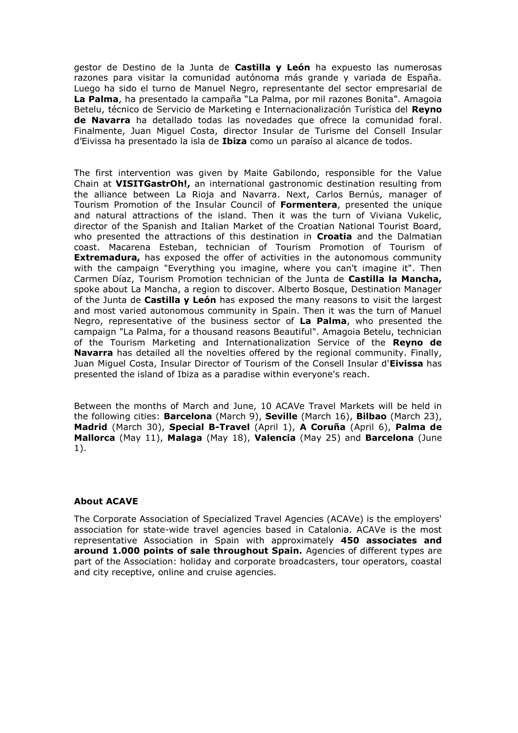gestor de Destino de la Junta de **Castilla y León** ha expuesto las numerosas razones para visitar la comunidad autónoma más grande y variada de España. Luego ha sido el turno de Manuel Negro, representante del sector empresarial de **La Palma**, ha presentado la campaña "La Palma, por mil razones Bonita". Amagoia Betelu, técnico de Servicio de Marketing e Internacionalización Turística del **Reyno de Navarra** ha detallado todas las novedades que ofrece la comunidad foral. Finalmente, Juan Miguel Costa, director Insular de Turisme del Consell Insular d'Eivissa ha presentado la isla de **Ibiza** como un paraíso al alcance de todos.

The first intervention was given by Maite Gabilondo, responsible for the Value Chain at **VISITGastrOh!,** an international gastronomic destination resulting from the alliance between La Rioja and Navarra. Next, Carlos Bernús, manager of Tourism Promotion of the Insular Council of **Formentera**, presented the unique and natural attractions of the island. Then it was the turn of Viviana Vukelic, director of the Spanish and Italian Market of the Croatian National Tourist Board, who presented the attractions of this destination in **Croatia** and the Dalmatian coast. Macarena Esteban, technician of Tourism Promotion of Tourism of **Extremadura,** has exposed the offer of activities in the autonomous community with the campaign "Everything you imagine, where you can't imagine it". Then Carmen Díaz, Tourism Promotion technician of the Junta de **Castilla la Mancha,** spoke about La Mancha, a region to discover. Alberto Bosque, Destination Manager of the Junta de **Castilla y León** has exposed the many reasons to visit the largest and most varied autonomous community in Spain. Then it was the turn of Manuel Negro, representative of the business sector of **La Palma**, who presented the campaign "La Palma, for a thousand reasons Beautiful". Amagoia Betelu, technician of the Tourism Marketing and Internationalization Service of the **Reyno de Navarra** has detailed all the novelties offered by the regional community. Finally, Juan Miguel Costa, Insular Director of Tourism of the Consell Insular d'**Eivissa** has presented the island of Ibiza as a paradise within everyone's reach.

Between the months of March and June, 10 ACAVe Travel Markets will be held in the following cities: **Barcelona** (March 9), **Seville** (March 16), **Bilbao** (March 23), **Madrid** (March 30), **Special B-Travel** (April 1), **A Coruña** (April 6), **Palma de Mallorca** (May 11), **Malaga** (May 18), **Valencia** (May 25) and **Barcelona** (June 1).

**About ACAVE**

The Corporate Association of Specialized Travel Agencies (ACAVe) is the employers' association for state-wide travel agencies based in Catalonia. ACAVe is the most representative Association in Spain with approximately **450 associates and around 1.000 points of sale throughout Spain.** Agencies of different types are part of the Association: holiday and corporate broadcasters, tour operators, coastal and city receptive, online and cruise agencies.